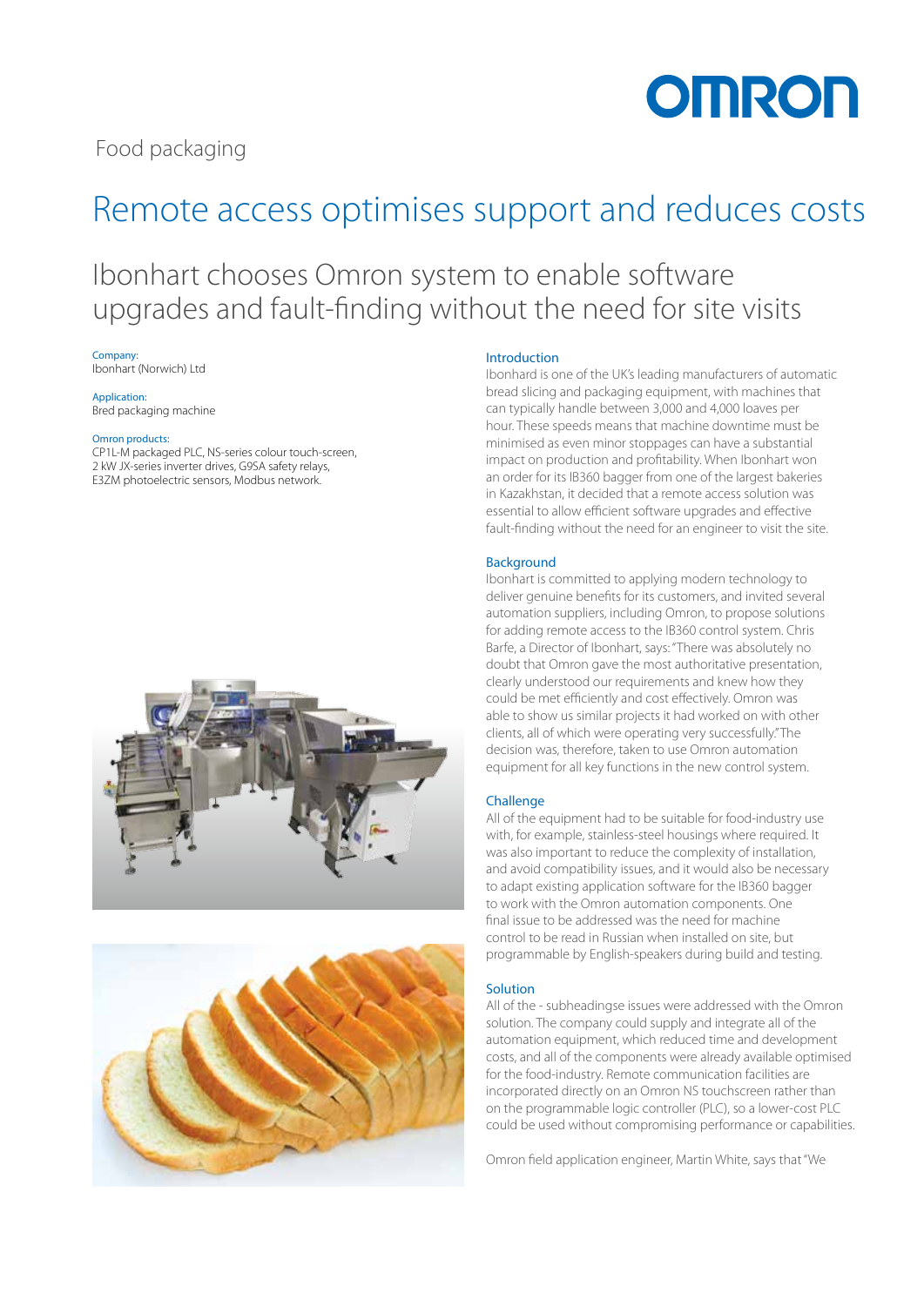Food packaging

# Remote access optimises support and reduces costs

## Ibonhart chooses Omron system to enable software upgrades and fault-finding without the need for site visits

Company:
Ibonhart (Norwich) Ltd

Application:
Bred packaging machine

Omron products:
CP1L-M packaged PLC, NS-series colour touch-screen, 2 kW JX-series inverter drives, G9SA safety relays, E3ZM photoelectric sensors, Modbus network.

### Introduction

Ibonhard is one of the UK's leading manufacturers of automatic bread slicing and packaging equipment, with machines that can typically handle between 3,000 and 4,000 loaves per hour. These speeds means that machine downtime must be minimised as even minor stoppages can have a substantial impact on production and profitability. When Ibonhart won an order for its IB360 bagger from one of the largest bakeries in Kazakhstan, it decided that a remote access solution was essential to allow efficient software upgrades and effective fault-finding without the need for an engineer to visit the site.

### Background

Ibonhart is committed to applying modern technology to deliver genuine benefits for its customers, and invited several automation suppliers, including Omron, to propose solutions for adding remote access to the IB360 control system. Chris Barfe, a Director of Ibonhart, says: "There was absolutely no doubt that Omron gave the most authoritative presentation, clearly understood our requirements and knew how they could be met efficiently and cost effectively. Omron was able to show us similar projects it had worked on with other clients, all of which were operating very successfully." The decision was, therefore, taken to use Omron automation equipment for all key functions in the new control system.

### Challenge

All of the equipment had to be suitable for food-industry use with, for example, stainless-steel housings where required. It was also important to reduce the complexity of installation, and avoid compatibility issues, and it would also be necessary to adapt existing application software for the IB360 bagger to work with the Omron automation components. One final issue to be addressed was the need for machine control to be read in Russian when installed on site, but programmable by English-speakers during build and testing.

### Solution

All of the - subheadingse issues were addressed with the Omron solution. The company could supply and integrate all of the automation equipment, which reduced time and development costs, and all of the components were already available optimised for the food-industry. Remote communication facilities are incorporated directly on an Omron NS touchscreen rather than on the programmable logic controller (PLC), so a lower-cost PLC could be used without compromising performance or capabilities.

Omron field application engineer, Martin White, says that "We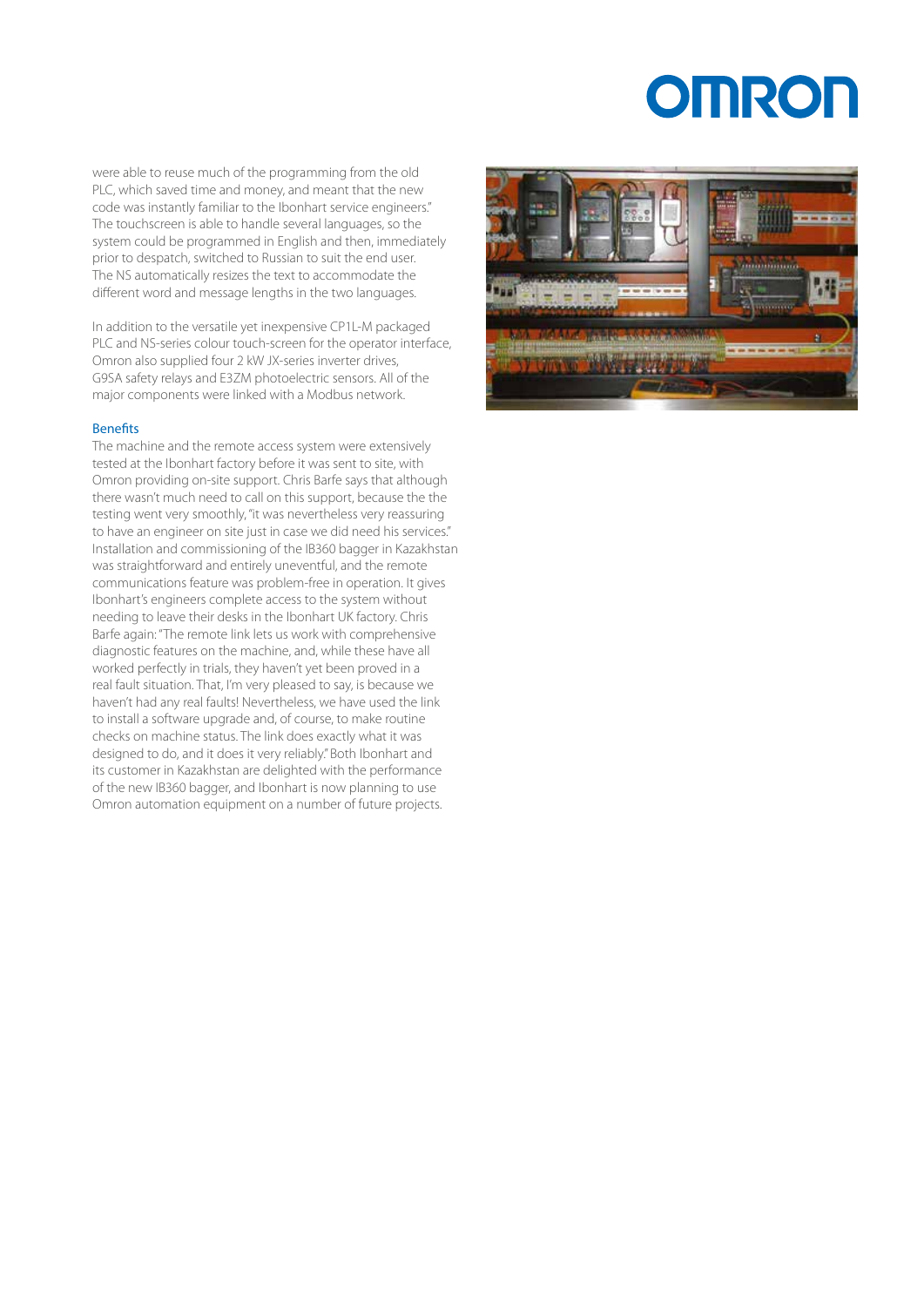were able to reuse much of the programming from the old PLC, which saved time and money, and meant that the new code was instantly familiar to the Ibonhart service engineers." The touchscreen is able to handle several languages, so the system could be programmed in English and then, immediately prior to despatch, switched to Russian to suit the end user. The NS automatically resizes the text to accommodate the different word and message lengths in the two languages.

In addition to the versatile yet inexpensive CP1L-M packaged PLC and NS-series colour touch-screen for the operator interface, Omron also supplied four 2 kW JX-series inverter drives, G9SA safety relays and E3ZM photoelectric sensors. All of the major components were linked with a Modbus network.

### Benefits

The machine and the remote access system were extensively tested at the Ibonhart factory before it was sent to site, with Omron providing on-site support. Chris Barfe says that although there wasn't much need to call on this support, because the the testing went very smoothly, "it was nevertheless very reassuring to have an engineer on site just in case we did need his services." Installation and commissioning of the IB360 bagger in Kazakhstan was straightforward and entirely uneventful, and the remote communications feature was problem-free in operation. It gives Ibonhart's engineers complete access to the system without needing to leave their desks in the Ibonhart UK factory. Chris Barfe again: "The remote link lets us work with comprehensive diagnostic features on the machine, and, while these have all worked perfectly in trials, they haven't yet been proved in a real fault situation. That, I'm very pleased to say, is because we haven't had any real faults! Nevertheless, we have used the link to install a software upgrade and, of course, to make routine checks on machine status. The link does exactly what it was designed to do, and it does it very reliably." Both Ibonhart and its customer in Kazakhstan are delighted with the performance of the new IB360 bagger, and Ibonhart is now planning to use Omron automation equipment on a number of future projects.